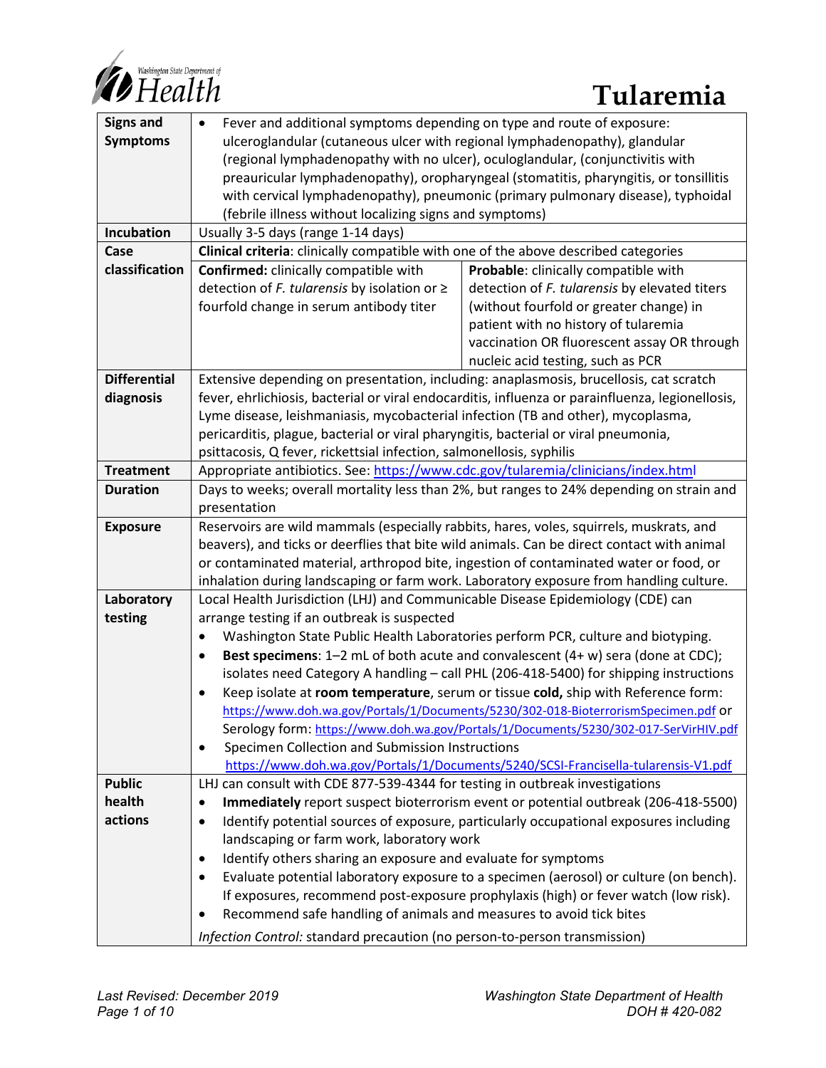# Tularemia

| | | |
|---|---|---|
| **Signs and Symptoms** | • Fever and additional symptoms depending on type and route of exposure: ulceroglandular (cutaneous ulcer with regional lymphadenopathy), glandular (regional lymphadenopathy with no ulcer), oculoglandular, (conjunctivitis with preauricular lymphadenopathy), oropharyngeal (stomatitis, pharyngitis, or tonsillitis with cervical lymphadenopathy), pneumonic (primary pulmonary disease), typhoidal (febrile illness without localizing signs and symptoms) | |
| **Incubation** | Usually 3-5 days (range 1-14 days) | |
| **Case classification** | **Clinical criteria**: clinically compatible with one of the above described categories | |
| | **Confirmed:** clinically compatible with detection of *F. tularensis* by isolation or ≥ fourfold change in serum antibody titer | **Probable**: clinically compatible with detection of *F. tularensis* by elevated titers (without fourfold or greater change) in patient with no history of tularemia vaccination OR fluorescent assay OR through nucleic acid testing, such as PCR |
| **Differential diagnosis** | Extensive depending on presentation, including: anaplasmosis, brucellosis, cat scratch fever, ehrlichiosis, bacterial or viral endocarditis, influenza or parainfluenza, legionellosis, Lyme disease, leishmaniasis, mycobacterial infection (TB and other), mycoplasma, pericarditis, plague, bacterial or viral pharyngitis, bacterial or viral pneumonia, psittacosis, Q fever, rickettsial infection, salmonellosis, syphilis | |
| **Treatment** | Appropriate antibiotics. See: https://www.cdc.gov/tularemia/clinicians/index.html | |
| **Duration** | Days to weeks; overall mortality less than 2%, but ranges to 24% depending on strain and presentation | |
| **Exposure** | Reservoirs are wild mammals (especially rabbits, hares, voles, squirrels, muskrats, and beavers), and ticks or deerflies that bite wild animals. Can be direct contact with animal or contaminated material, arthropod bite, ingestion of contaminated water or food, or inhalation during landscaping or farm work. Laboratory exposure from handling culture. | |
| **Laboratory testing** | Local Health Jurisdiction (LHJ) and Communicable Disease Epidemiology (CDE) can arrange testing if an outbreak is suspected<br>• Washington State Public Health Laboratories perform PCR, culture and biotyping.<br>• **Best specimens**: 1–2 mL of both acute and convalescent (4+ w) sera (done at CDC); isolates need Category A handling – call PHL (206-418-5400) for shipping instructions<br>• Keep isolate at **room temperature**, serum or tissue **cold,** ship with Reference form: https://www.doh.wa.gov/Portals/1/Documents/5230/302-018-BioterrorismSpecimen.pdf or Serology form: https://www.doh.wa.gov/Portals/1/Documents/5230/302-017-SerVirHIV.pdf<br>• Specimen Collection and Submission Instructions https://www.doh.wa.gov/Portals/1/Documents/5240/SCSI-Francisella-tularensis-V1.pdf | |
| **Public health actions** | LHJ can consult with CDE 877-539-4344 for testing in outbreak investigations<br>• **Immediately** report suspect bioterrorism event or potential outbreak (206-418-5500)<br>• Identify potential sources of exposure, particularly occupational exposures including landscaping or farm work, laboratory work<br>• Identify others sharing an exposure and evaluate for symptoms<br>• Evaluate potential laboratory exposure to a specimen (aerosol) or culture (on bench). If exposures, recommend post-exposure prophylaxis (high) or fever watch (low risk).<br>• Recommend safe handling of animals and measures to avoid tick bites<br>*Infection Control:* standard precaution (no person-to-person transmission) | |

*Last Revised: December 2019*

*Washington State Department of Health*
*DOH # 420-082*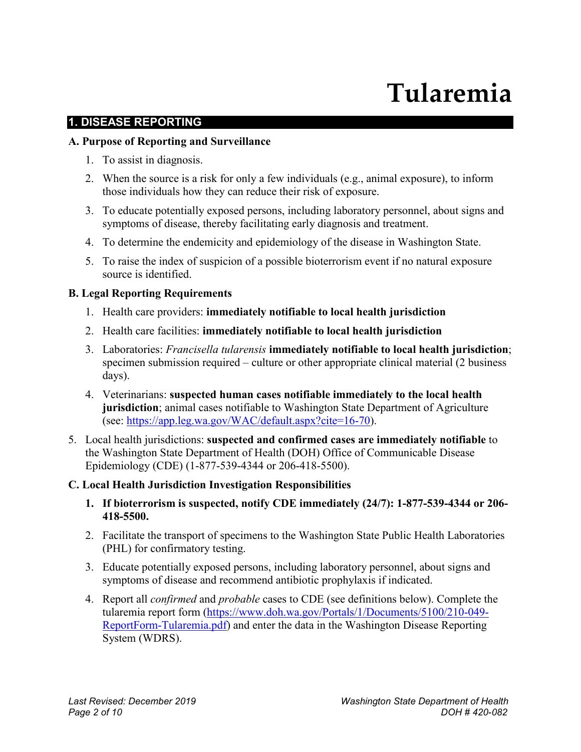# Tularemia

## 1. DISEASE REPORTING

### A. Purpose of Reporting and Surveillance

1. To assist in diagnosis.
2. When the source is a risk for only a few individuals (e.g., animal exposure), to inform those individuals how they can reduce their risk of exposure.
3. To educate potentially exposed persons, including laboratory personnel, about signs and symptoms of disease, thereby facilitating early diagnosis and treatment.
4. To determine the endemicity and epidemiology of the disease in Washington State.
5. To raise the index of suspicion of a possible bioterrorism event if no natural exposure source is identified.

### B. Legal Reporting Requirements

1. Health care providers: **immediately notifiable to local health jurisdiction**
2. Health care facilities: **immediately notifiable to local health jurisdiction**
3. Laboratories: *Francisella tularensis* **immediately notifiable to local health jurisdiction**; specimen submission required – culture or other appropriate clinical material (2 business days).
4. Veterinarians: **suspected human cases notifiable immediately to the local health jurisdiction**; animal cases notifiable to Washington State Department of Agriculture (see: [https://app.leg.wa.gov/WAC/default.aspx?cite=16-70](https://app.leg.wa.gov/WAC/default.aspx?cite=16-70)).
5. Local health jurisdictions: **suspected and confirmed cases are immediately notifiable** to the Washington State Department of Health (DOH) Office of Communicable Disease Epidemiology (CDE) (1-877-539-4344 or 206-418-5500).

### C. Local Health Jurisdiction Investigation Responsibilities

1. **If bioterrorism is suspected, notify CDE immediately (24/7): 1-877-539-4344 or 206-418-5500.**
2. Facilitate the transport of specimens to the Washington State Public Health Laboratories (PHL) for confirmatory testing.
3. Educate potentially exposed persons, including laboratory personnel, about signs and symptoms of disease and recommend antibiotic prophylaxis if indicated.
4. Report all *confirmed* and *probable* cases to CDE (see definitions below). Complete the tularemia report form ([https://www.doh.wa.gov/Portals/1/Documents/5100/210-049-ReportForm-Tularemia.pdf](https://www.doh.wa.gov/Portals/1/Documents/5100/210-049-ReportForm-Tularemia.pdf)) and enter the data in the Washington Disease Reporting System (WDRS).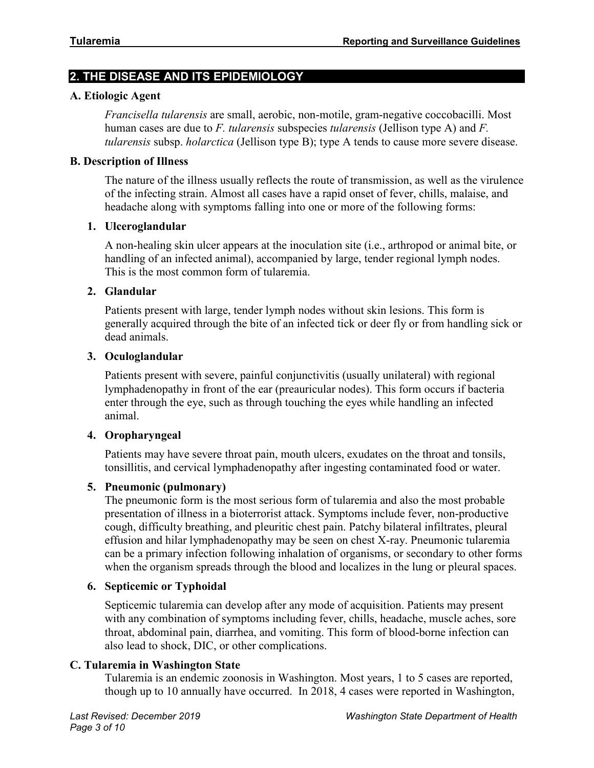## 2. THE DISEASE AND ITS EPIDEMIOLOGY

### A. Etiologic Agent

*Francisella tularensis* are small, aerobic, non-motile, gram-negative coccobacilli. Most human cases are due to *F. tularensis* subspecies *tularensis* (Jellison type A) and *F. tularensis* subsp. *holarctica* (Jellison type B); type A tends to cause more severe disease.

### B. Description of Illness

The nature of the illness usually reflects the route of transmission, as well as the virulence of the infecting strain. Almost all cases have a rapid onset of fever, chills, malaise, and headache along with symptoms falling into one or more of the following forms:

#### 1. Ulceroglandular

A non-healing skin ulcer appears at the inoculation site (i.e., arthropod or animal bite, or handling of an infected animal), accompanied by large, tender regional lymph nodes. This is the most common form of tularemia.

#### 2. Glandular

Patients present with large, tender lymph nodes without skin lesions. This form is generally acquired through the bite of an infected tick or deer fly or from handling sick or dead animals.

#### 3. Oculoglandular

Patients present with severe, painful conjunctivitis (usually unilateral) with regional lymphadenopathy in front of the ear (preauricular nodes). This form occurs if bacteria enter through the eye, such as through touching the eyes while handling an infected animal.

#### 4. Oropharyngeal

Patients may have severe throat pain, mouth ulcers, exudates on the throat and tonsils, tonsillitis, and cervical lymphadenopathy after ingesting contaminated food or water.

#### 5. Pneumonic (pulmonary)

The pneumonic form is the most serious form of tularemia and also the most probable presentation of illness in a bioterrorist attack. Symptoms include fever, non-productive cough, difficulty breathing, and pleuritic chest pain. Patchy bilateral infiltrates, pleural effusion and hilar lymphadenopathy may be seen on chest X-ray. Pneumonic tularemia can be a primary infection following inhalation of organisms, or secondary to other forms when the organism spreads through the blood and localizes in the lung or pleural spaces.

#### 6. Septicemic or Typhoidal

Septicemic tularemia can develop after any mode of acquisition. Patients may present with any combination of symptoms including fever, chills, headache, muscle aches, sore throat, abdominal pain, diarrhea, and vomiting. This form of blood-borne infection can also lead to shock, DIC, or other complications.

### C. Tularemia in Washington State

Tularemia is an endemic zoonosis in Washington. Most years, 1 to 5 cases are reported, though up to 10 annually have occurred. In 2018, 4 cases were reported in Washington,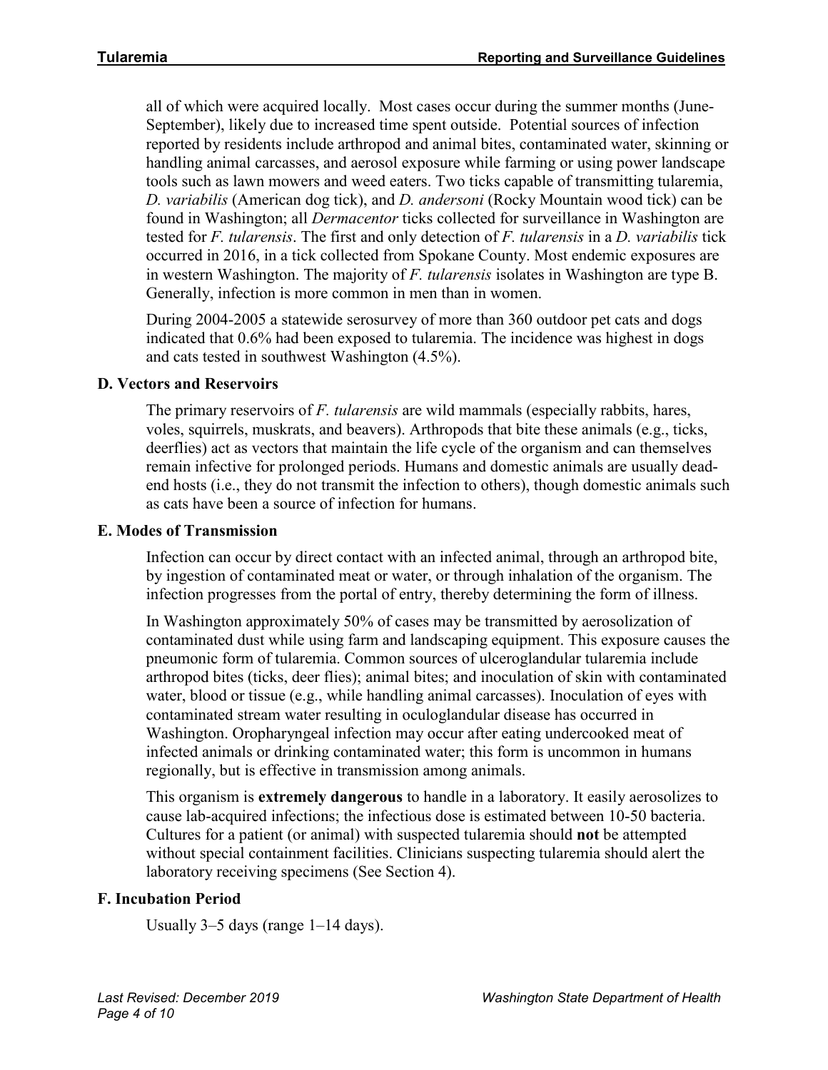all of which were acquired locally. Most cases occur during the summer months (June-September), likely due to increased time spent outside. Potential sources of infection reported by residents include arthropod and animal bites, contaminated water, skinning or handling animal carcasses, and aerosol exposure while farming or using power landscape tools such as lawn mowers and weed eaters. Two ticks capable of transmitting tularemia, *D. variabilis* (American dog tick), and *D. andersoni* (Rocky Mountain wood tick) can be found in Washington; all *Dermacentor* ticks collected for surveillance in Washington are tested for *F. tularensis*. The first and only detection of *F. tularensis* in a *D. variabilis* tick occurred in 2016, in a tick collected from Spokane County. Most endemic exposures are in western Washington. The majority of *F. tularensis* isolates in Washington are type B. Generally, infection is more common in men than in women.

During 2004-2005 a statewide serosurvey of more than 360 outdoor pet cats and dogs indicated that 0.6% had been exposed to tularemia. The incidence was highest in dogs and cats tested in southwest Washington (4.5%).

### D. Vectors and Reservoirs

The primary reservoirs of *F. tularensis* are wild mammals (especially rabbits, hares, voles, squirrels, muskrats, and beavers). Arthropods that bite these animals (e.g., ticks, deerflies) act as vectors that maintain the life cycle of the organism and can themselves remain infective for prolonged periods. Humans and domestic animals are usually dead-end hosts (i.e., they do not transmit the infection to others), though domestic animals such as cats have been a source of infection for humans.

### E. Modes of Transmission

Infection can occur by direct contact with an infected animal, through an arthropod bite, by ingestion of contaminated meat or water, or through inhalation of the organism. The infection progresses from the portal of entry, thereby determining the form of illness.

In Washington approximately 50% of cases may be transmitted by aerosolization of contaminated dust while using farm and landscaping equipment. This exposure causes the pneumonic form of tularemia. Common sources of ulceroglandular tularemia include arthropod bites (ticks, deer flies); animal bites; and inoculation of skin with contaminated water, blood or tissue (e.g., while handling animal carcasses). Inoculation of eyes with contaminated stream water resulting in oculoglandular disease has occurred in Washington. Oropharyngeal infection may occur after eating undercooked meat of infected animals or drinking contaminated water; this form is uncommon in humans regionally, but is effective in transmission among animals.

This organism is **extremely dangerous** to handle in a laboratory. It easily aerosolizes to cause lab-acquired infections; the infectious dose is estimated between 10-50 bacteria. Cultures for a patient (or animal) with suspected tularemia should **not** be attempted without special containment facilities. Clinicians suspecting tularemia should alert the laboratory receiving specimens (See Section 4).

### F. Incubation Period

Usually 3–5 days (range 1–14 days).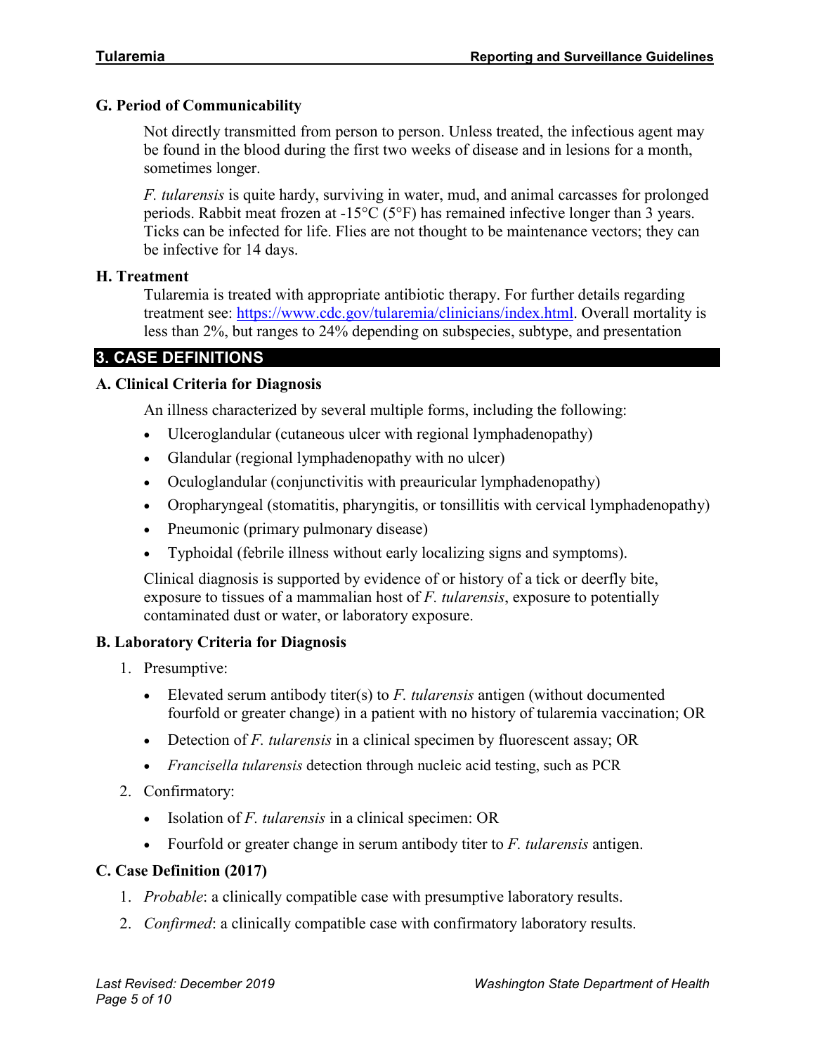### G. Period of Communicability

Not directly transmitted from person to person. Unless treated, the infectious agent may be found in the blood during the first two weeks of disease and in lesions for a month, sometimes longer.

*F. tularensis* is quite hardy, surviving in water, mud, and animal carcasses for prolonged periods. Rabbit meat frozen at -15°C (5°F) has remained infective longer than 3 years. Ticks can be infected for life. Flies are not thought to be maintenance vectors; they can be infective for 14 days.

### H. Treatment

Tularemia is treated with appropriate antibiotic therapy. For further details regarding treatment see: [https://www.cdc.gov/tularemia/clinicians/index.html](https://www.cdc.gov/tularemia/clinicians/index.html). Overall mortality is less than 2%, but ranges to 24% depending on subspecies, subtype, and presentation

## 3. CASE DEFINITIONS

### A. Clinical Criteria for Diagnosis

An illness characterized by several multiple forms, including the following:

- Ulceroglandular (cutaneous ulcer with regional lymphadenopathy)
- Glandular (regional lymphadenopathy with no ulcer)
- Oculoglandular (conjunctivitis with preauricular lymphadenopathy)
- Oropharyngeal (stomatitis, pharyngitis, or tonsillitis with cervical lymphadenopathy)
- Pneumonic (primary pulmonary disease)
- Typhoidal (febrile illness without early localizing signs and symptoms).

Clinical diagnosis is supported by evidence of or history of a tick or deerfly bite, exposure to tissues of a mammalian host of *F. tularensis*, exposure to potentially contaminated dust or water, or laboratory exposure.

### B. Laboratory Criteria for Diagnosis

1. Presumptive:
   - Elevated serum antibody titer(s) to *F. tularensis* antigen (without documented fourfold or greater change) in a patient with no history of tularemia vaccination; OR
   - Detection of *F. tularensis* in a clinical specimen by fluorescent assay; OR
   - *Francisella tularensis* detection through nucleic acid testing, such as PCR
2. Confirmatory:
   - Isolation of *F. tularensis* in a clinical specimen: OR
   - Fourfold or greater change in serum antibody titer to *F. tularensis* antigen.

### C. Case Definition (2017)

1. *Probable*: a clinically compatible case with presumptive laboratory results.
2. *Confirmed*: a clinically compatible case with confirmatory laboratory results.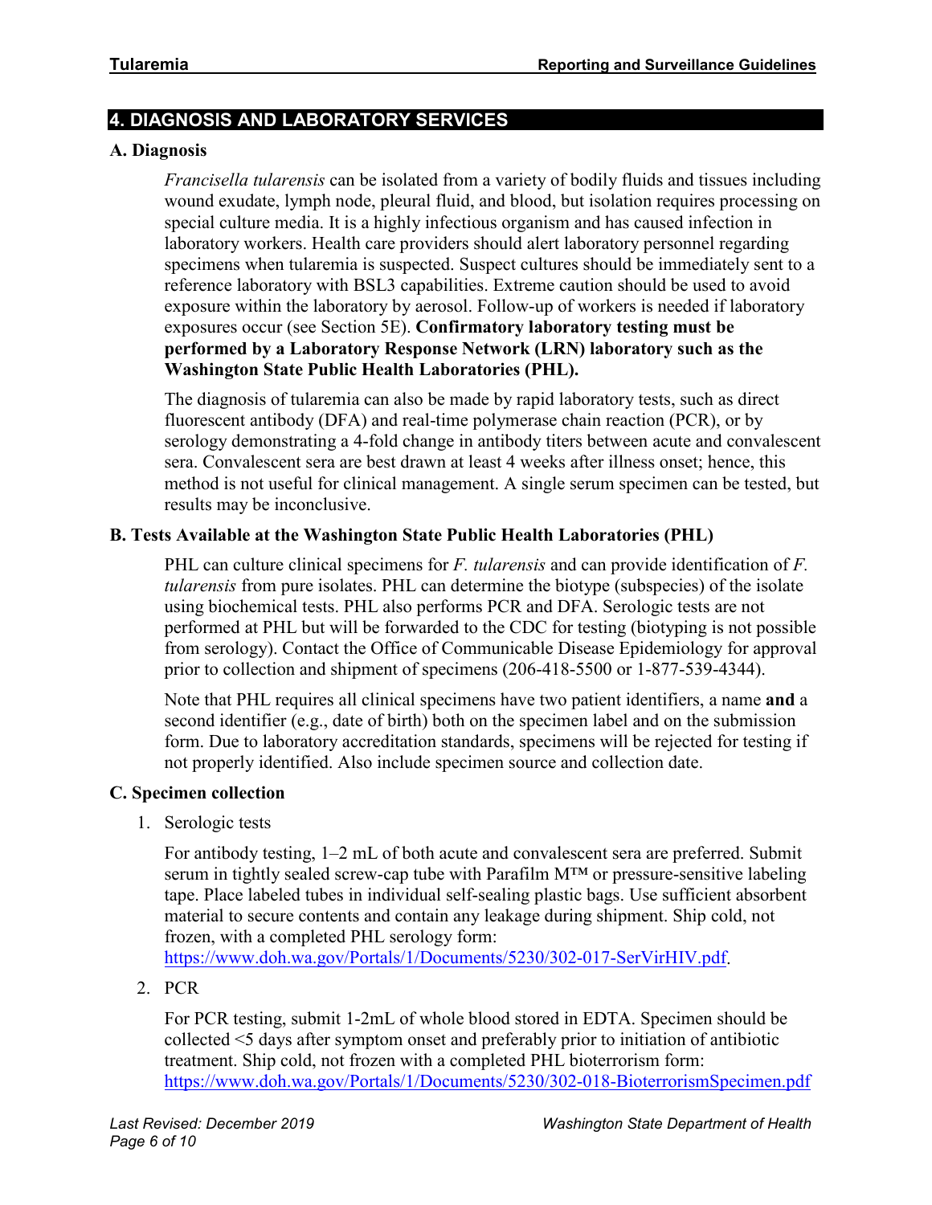## 4. DIAGNOSIS AND LABORATORY SERVICES

### A. Diagnosis

*Francisella tularensis* can be isolated from a variety of bodily fluids and tissues including wound exudate, lymph node, pleural fluid, and blood, but isolation requires processing on special culture media. It is a highly infectious organism and has caused infection in laboratory workers. Health care providers should alert laboratory personnel regarding specimens when tularemia is suspected. Suspect cultures should be immediately sent to a reference laboratory with BSL3 capabilities. Extreme caution should be used to avoid exposure within the laboratory by aerosol. Follow-up of workers is needed if laboratory exposures occur (see Section 5E). **Confirmatory laboratory testing must be performed by a Laboratory Response Network (LRN) laboratory such as the Washington State Public Health Laboratories (PHL).**

The diagnosis of tularemia can also be made by rapid laboratory tests, such as direct fluorescent antibody (DFA) and real-time polymerase chain reaction (PCR), or by serology demonstrating a 4-fold change in antibody titers between acute and convalescent sera. Convalescent sera are best drawn at least 4 weeks after illness onset; hence, this method is not useful for clinical management. A single serum specimen can be tested, but results may be inconclusive.

### B. Tests Available at the Washington State Public Health Laboratories (PHL)

PHL can culture clinical specimens for *F. tularensis* and can provide identification of *F. tularensis* from pure isolates. PHL can determine the biotype (subspecies) of the isolate using biochemical tests. PHL also performs PCR and DFA. Serologic tests are not performed at PHL but will be forwarded to the CDC for testing (biotyping is not possible from serology). Contact the Office of Communicable Disease Epidemiology for approval prior to collection and shipment of specimens (206-418-5500 or 1-877-539-4344).

Note that PHL requires all clinical specimens have two patient identifiers, a name **and** a second identifier (e.g., date of birth) both on the specimen label and on the submission form. Due to laboratory accreditation standards, specimens will be rejected for testing if not properly identified. Also include specimen source and collection date.

### C. Specimen collection

1. Serologic tests

   For antibody testing, 1–2 mL of both acute and convalescent sera are preferred. Submit serum in tightly sealed screw-cap tube with Parafilm M™ or pressure-sensitive labeling tape. Place labeled tubes in individual self-sealing plastic bags. Use sufficient absorbent material to secure contents and contain any leakage during shipment. Ship cold, not frozen, with a completed PHL serology form: https://www.doh.wa.gov/Portals/1/Documents/5230/302-017-SerVirHIV.pdf.

2. PCR

   For PCR testing, submit 1-2mL of whole blood stored in EDTA. Specimen should be collected <5 days after symptom onset and preferably prior to initiation of antibiotic treatment. Ship cold, not frozen with a completed PHL bioterrorism form: https://www.doh.wa.gov/Portals/1/Documents/5230/302-018-BioterrorismSpecimen.pdf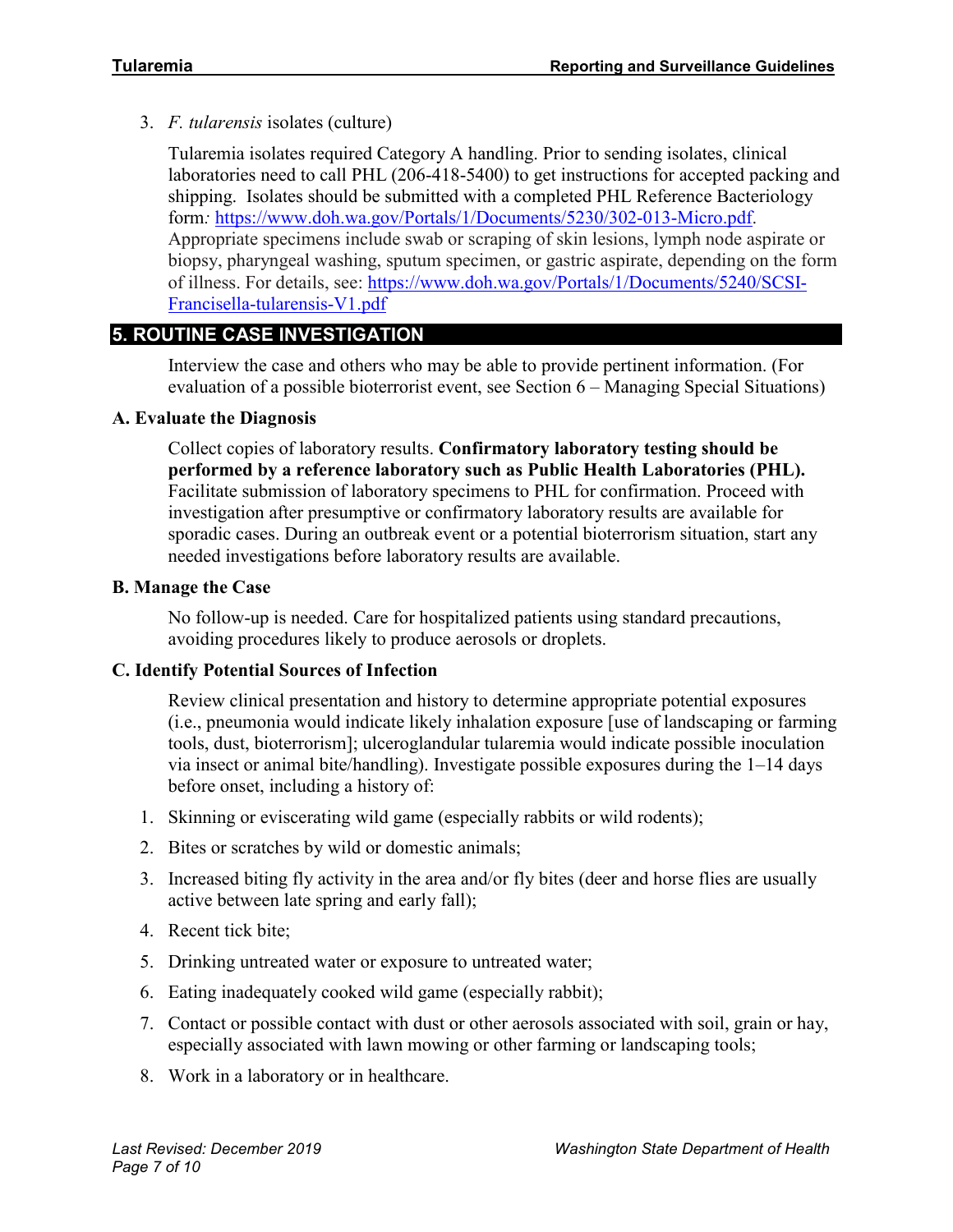3. *F. tularensis* isolates (culture)

   Tularemia isolates required Category A handling. Prior to sending isolates, clinical laboratories need to call PHL (206-418-5400) to get instructions for accepted packing and shipping. Isolates should be submitted with a completed PHL Reference Bacteriology form*:* https://www.doh.wa.gov/Portals/1/Documents/5230/302-013-Micro.pdf. Appropriate specimens include swab or scraping of skin lesions, lymph node aspirate or biopsy, pharyngeal washing, sputum specimen, or gastric aspirate, depending on the form of illness. For details, see: https://www.doh.wa.gov/Portals/1/Documents/5240/SCSI-Francisella-tularensis-V1.pdf

## 5. ROUTINE CASE INVESTIGATION

Interview the case and others who may be able to provide pertinent information. (For evaluation of a possible bioterrorist event, see Section 6 – Managing Special Situations)

### A. Evaluate the Diagnosis

Collect copies of laboratory results. **Confirmatory laboratory testing should be performed by a reference laboratory such as Public Health Laboratories (PHL).** Facilitate submission of laboratory specimens to PHL for confirmation. Proceed with investigation after presumptive or confirmatory laboratory results are available for sporadic cases. During an outbreak event or a potential bioterrorism situation, start any needed investigations before laboratory results are available.

### B. Manage the Case

No follow-up is needed. Care for hospitalized patients using standard precautions, avoiding procedures likely to produce aerosols or droplets.

### C. Identify Potential Sources of Infection

Review clinical presentation and history to determine appropriate potential exposures (i.e., pneumonia would indicate likely inhalation exposure [use of landscaping or farming tools, dust, bioterrorism]; ulceroglandular tularemia would indicate possible inoculation via insect or animal bite/handling). Investigate possible exposures during the 1–14 days before onset, including a history of:

1. Skinning or eviscerating wild game (especially rabbits or wild rodents);
2. Bites or scratches by wild or domestic animals;
3. Increased biting fly activity in the area and/or fly bites (deer and horse flies are usually active between late spring and early fall);
4. Recent tick bite;
5. Drinking untreated water or exposure to untreated water;
6. Eating inadequately cooked wild game (especially rabbit);
7. Contact or possible contact with dust or other aerosols associated with soil, grain or hay, especially associated with lawn mowing or other farming or landscaping tools;
8. Work in a laboratory or in healthcare.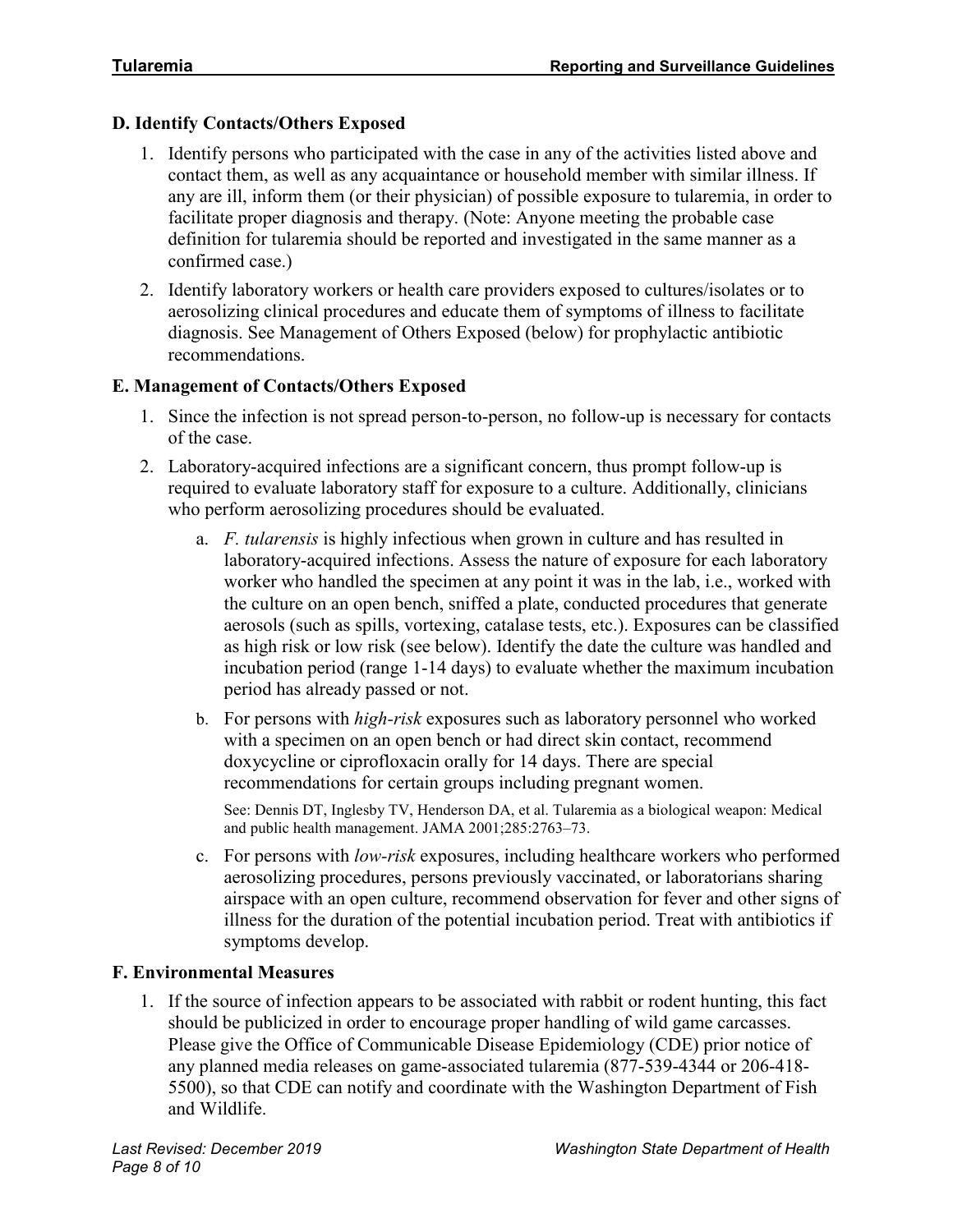### D. Identify Contacts/Others Exposed

1. Identify persons who participated with the case in any of the activities listed above and contact them, as well as any acquaintance or household member with similar illness. If any are ill, inform them (or their physician) of possible exposure to tularemia, in order to facilitate proper diagnosis and therapy. (Note: Anyone meeting the probable case definition for tularemia should be reported and investigated in the same manner as a confirmed case.)
2. Identify laboratory workers or health care providers exposed to cultures/isolates or to aerosolizing clinical procedures and educate them of symptoms of illness to facilitate diagnosis. See Management of Others Exposed (below) for prophylactic antibiotic recommendations.

### E. Management of Contacts/Others Exposed

1. Since the infection is not spread person-to-person, no follow-up is necessary for contacts of the case.
2. Laboratory-acquired infections are a significant concern, thus prompt follow-up is required to evaluate laboratory staff for exposure to a culture. Additionally, clinicians who perform aerosolizing procedures should be evaluated.
   a. *F. tularensis* is highly infectious when grown in culture and has resulted in laboratory-acquired infections. Assess the nature of exposure for each laboratory worker who handled the specimen at any point it was in the lab, i.e., worked with the culture on an open bench, sniffed a plate, conducted procedures that generate aerosols (such as spills, vortexing, catalase tests, etc.). Exposures can be classified as high risk or low risk (see below). Identify the date the culture was handled and incubation period (range 1-14 days) to evaluate whether the maximum incubation period has already passed or not.
   b. For persons with *high-risk* exposures such as laboratory personnel who worked with a specimen on an open bench or had direct skin contact, recommend doxycycline or ciprofloxacin orally for 14 days. There are special recommendations for certain groups including pregnant women.

      See: Dennis DT, Inglesby TV, Henderson DA, et al. Tularemia as a biological weapon: Medical and public health management. JAMA 2001;285:2763–73.
   c. For persons with *low-risk* exposures, including healthcare workers who performed aerosolizing procedures, persons previously vaccinated, or laboratorians sharing airspace with an open culture, recommend observation for fever and other signs of illness for the duration of the potential incubation period. Treat with antibiotics if symptoms develop.

### F. Environmental Measures

1. If the source of infection appears to be associated with rabbit or rodent hunting, this fact should be publicized in order to encourage proper handling of wild game carcasses. Please give the Office of Communicable Disease Epidemiology (CDE) prior notice of any planned media releases on game-associated tularemia (877-539-4344 or 206-418-5500), so that CDE can notify and coordinate with the Washington Department of Fish and Wildlife.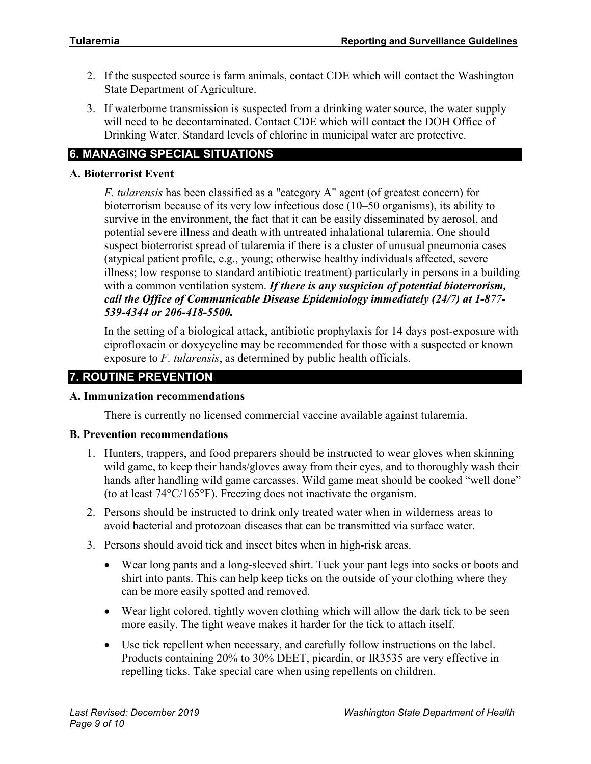2. If the suspected source is farm animals, contact CDE which will contact the Washington State Department of Agriculture.
3. If waterborne transmission is suspected from a drinking water source, the water supply will need to be decontaminated. Contact CDE which will contact the DOH Office of Drinking Water. Standard levels of chlorine in municipal water are protective.

## 6. MANAGING SPECIAL SITUATIONS

### A. Bioterrorist Event

*F. tularensis* has been classified as a "category A" agent (of greatest concern) for bioterrorism because of its very low infectious dose (10–50 organisms), its ability to survive in the environment, the fact that it can be easily disseminated by aerosol, and potential severe illness and death with untreated inhalational tularemia. One should suspect bioterrorist spread of tularemia if there is a cluster of unusual pneumonia cases (atypical patient profile, e.g., young; otherwise healthy individuals affected, severe illness; low response to standard antibiotic treatment) particularly in persons in a building with a common ventilation system. ***If there is any suspicion of potential bioterrorism, call the Office of Communicable Disease Epidemiology immediately (24/7) at 1-877-539-4344 or 206-418-5500.***

In the setting of a biological attack, antibiotic prophylaxis for 14 days post-exposure with ciprofloxacin or doxycycline may be recommended for those with a suspected or known exposure to *F. tularensis*, as determined by public health officials.

## 7. ROUTINE PREVENTION

### A. Immunization recommendations

There is currently no licensed commercial vaccine available against tularemia.

### B. Prevention recommendations

1. Hunters, trappers, and food preparers should be instructed to wear gloves when skinning wild game, to keep their hands/gloves away from their eyes, and to thoroughly wash their hands after handling wild game carcasses. Wild game meat should be cooked "well done" (to at least 74°C/165°F). Freezing does not inactivate the organism.
2. Persons should be instructed to drink only treated water when in wilderness areas to avoid bacterial and protozoan diseases that can be transmitted via surface water.
3. Persons should avoid tick and insect bites when in high-risk areas.
   - Wear long pants and a long-sleeved shirt. Tuck your pant legs into socks or boots and shirt into pants. This can help keep ticks on the outside of your clothing where they can be more easily spotted and removed.
   - Wear light colored, tightly woven clothing which will allow the dark tick to be seen more easily. The tight weave makes it harder for the tick to attach itself.
   - Use tick repellent when necessary, and carefully follow instructions on the label. Products containing 20% to 30% DEET, picardin, or IR3535 are very effective in repelling ticks. Take special care when using repellents on children.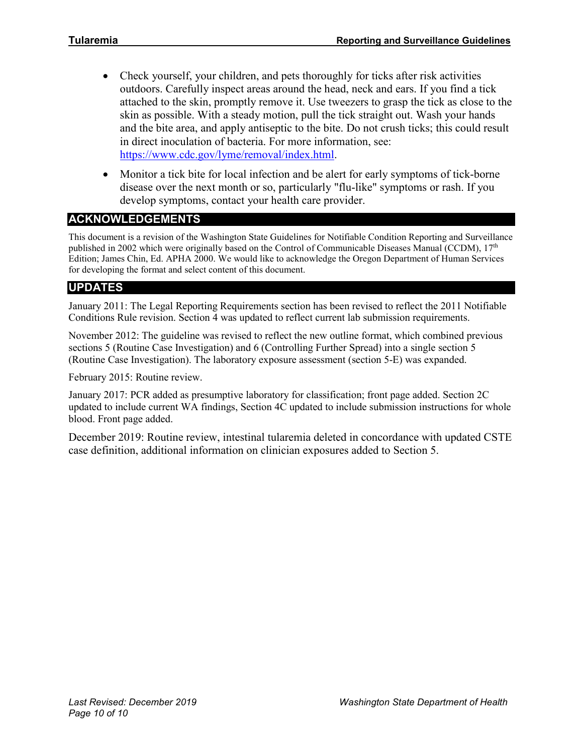- Check yourself, your children, and pets thoroughly for ticks after risk activities outdoors. Carefully inspect areas around the head, neck and ears. If you find a tick attached to the skin, promptly remove it. Use tweezers to grasp the tick as close to the skin as possible. With a steady motion, pull the tick straight out. Wash your hands and the bite area, and apply antiseptic to the bite. Do not crush ticks; this could result in direct inoculation of bacteria. For more information, see: https://www.cdc.gov/lyme/removal/index.html.

- Monitor a tick bite for local infection and be alert for early symptoms of tick-borne disease over the next month or so, particularly "flu-like" symptoms or rash. If you develop symptoms, contact your health care provider.

## ACKNOWLEDGEMENTS

This document is a revision of the Washington State Guidelines for Notifiable Condition Reporting and Surveillance published in 2002 which were originally based on the Control of Communicable Diseases Manual (CCDM), 17th Edition; James Chin, Ed. APHA 2000. We would like to acknowledge the Oregon Department of Human Services for developing the format and select content of this document.

## UPDATES

January 2011: The Legal Reporting Requirements section has been revised to reflect the 2011 Notifiable Conditions Rule revision. Section 4 was updated to reflect current lab submission requirements.

November 2012: The guideline was revised to reflect the new outline format, which combined previous sections 5 (Routine Case Investigation) and 6 (Controlling Further Spread) into a single section 5 (Routine Case Investigation). The laboratory exposure assessment (section 5-E) was expanded.

February 2015: Routine review.

January 2017: PCR added as presumptive laboratory for classification; front page added. Section 2C updated to include current WA findings, Section 4C updated to include submission instructions for whole blood. Front page added.

December 2019: Routine review, intestinal tularemia deleted in concordance with updated CSTE case definition, additional information on clinician exposures added to Section 5.